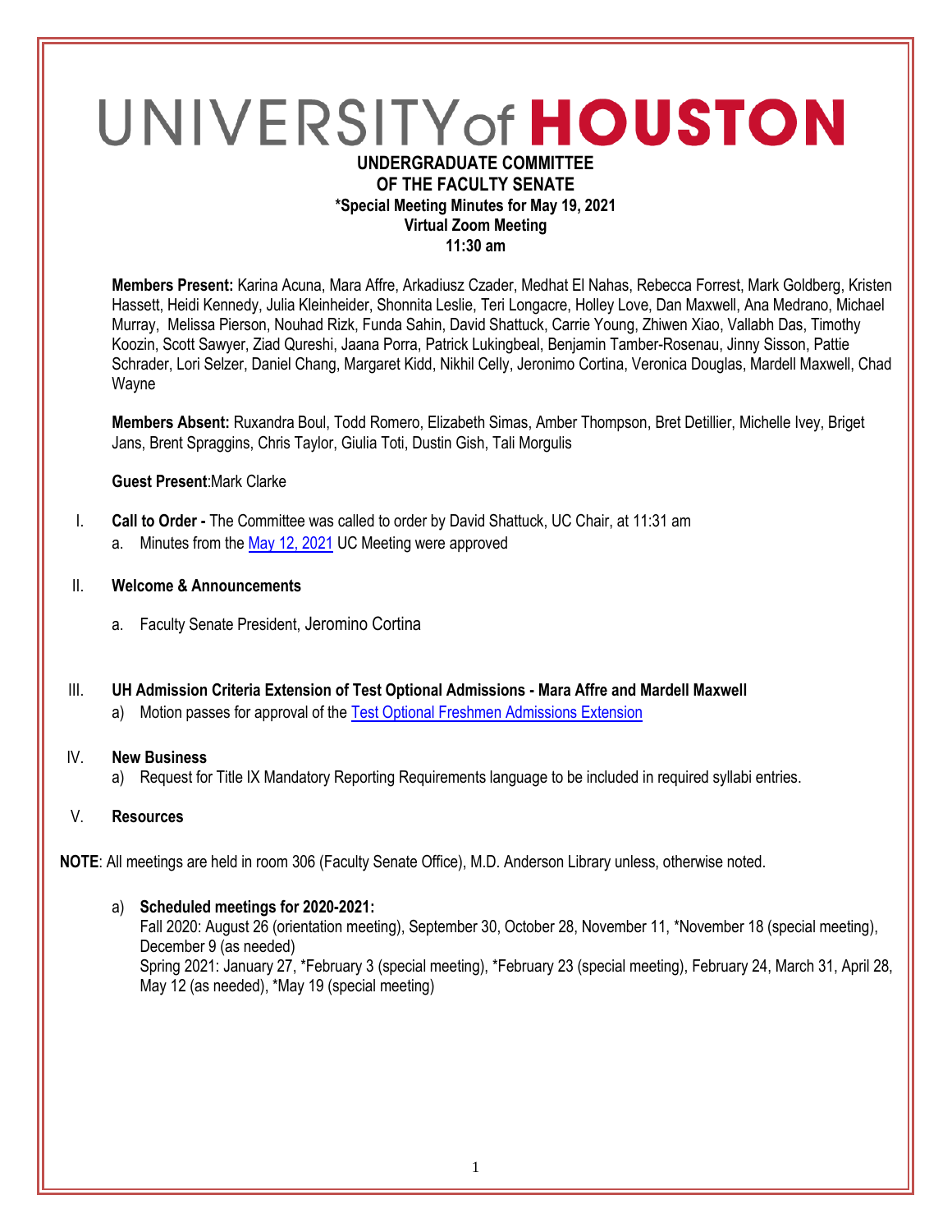# UNIVERSITY of HOUSTON

**UNDERGRADUATE COMMITTEE**
**OF THE FACULTY SENATE**
**\*Special Meeting Minutes for May 19, 2021**
**Virtual Zoom Meeting**
**11:30 am**

**Members Present:** Karina Acuna, Mara Affre, Arkadiusz Czader, Medhat El Nahas, Rebecca Forrest, Mark Goldberg, Kristen Hassett, Heidi Kennedy, Julia Kleinheider, Shonnita Leslie, Teri Longacre, Holley Love, Dan Maxwell, Ana Medrano, Michael Murray, Melissa Pierson, Nouhad Rizk, Funda Sahin, David Shattuck, Carrie Young, Zhiwen Xiao, Vallabh Das, Timothy Koozin, Scott Sawyer, Ziad Qureshi, Jaana Porra, Patrick Lukingbeal, Benjamin Tamber-Rosenau, Jinny Sisson, Pattie Schrader, Lori Selzer, Daniel Chang, Margaret Kidd, Nikhil Celly, Jeronimo Cortina, Veronica Douglas, Mardell Maxwell, Chad Wayne

**Members Absent:** Ruxandra Boul, Todd Romero, Elizabeth Simas, Amber Thompson, Bret Detillier, Michelle Ivey, Briget Jans, Brent Spraggins, Chris Taylor, Giulia Toti, Dustin Gish, Tali Morgulis

**Guest Present**:Mark Clarke

I. **Call to Order -** The Committee was called to order by David Shattuck, UC Chair, at 11:31 am
   a. Minutes from the May 12, 2021 UC Meeting were approved

II. **Welcome & Announcements**
   a. Faculty Senate President, Jeromino Cortina

III. **UH Admission Criteria Extension of Test Optional Admissions - Mara Affre and Mardell Maxwell**
   a) Motion passes for approval of the Test Optional Freshmen Admissions Extension

IV. **New Business**
   a) Request for Title IX Mandatory Reporting Requirements language to be included in required syllabi entries.

V. **Resources**

**NOTE**: All meetings are held in room 306 (Faculty Senate Office), M.D. Anderson Library unless, otherwise noted.

a) **Scheduled meetings for 2020-2021:**
Fall 2020: August 26 (orientation meeting), September 30, October 28, November 11, *November 18 (special meeting), December 9 (as needed)
Spring 2021: January 27, *February 3 (special meeting), *February 23 (special meeting), February 24, March 31, April 28, May 12 (as needed), *May 19 (special meeting)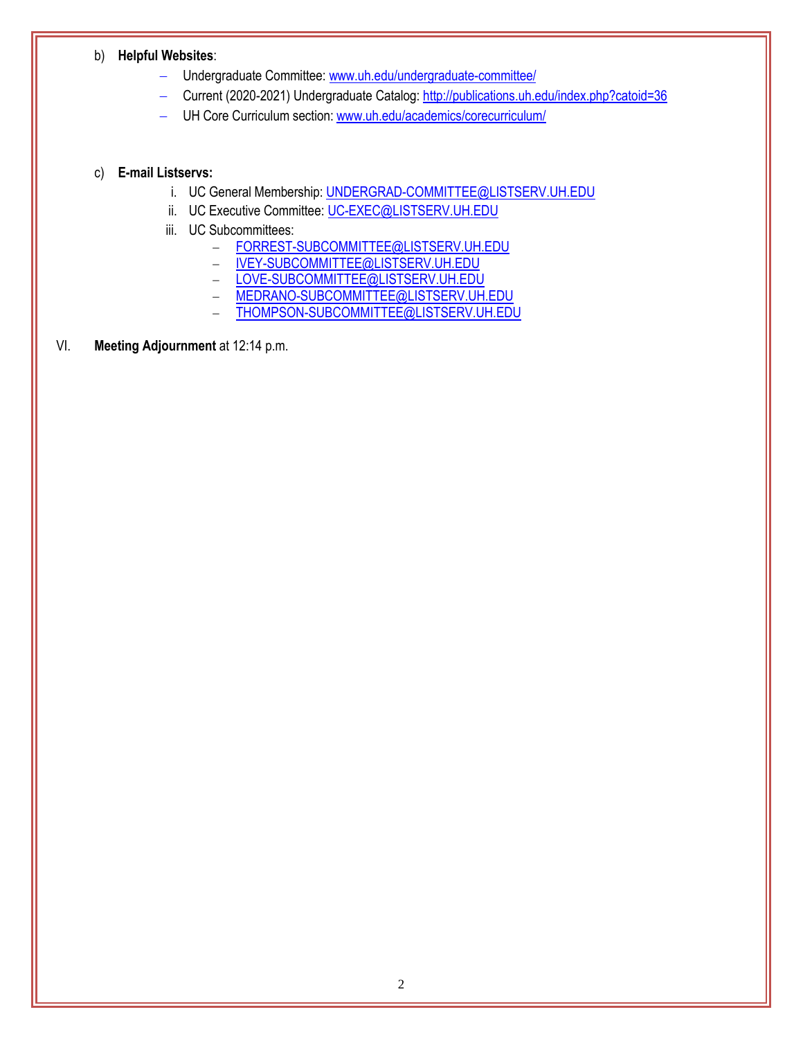b) **Helpful Websites**:
   - Undergraduate Committee: www.uh.edu/undergraduate-committee/
   - Current (2020-2021) Undergraduate Catalog: http://publications.uh.edu/index.php?catoid=36
   - UH Core Curriculum section: www.uh.edu/academics/corecurriculum/

c) **E-mail Listservs:**
   i. UC General Membership: UNDERGRAD-COMMITTEE@LISTSERV.UH.EDU
   ii. UC Executive Committee: UC-EXEC@LISTSERV.UH.EDU
   iii. UC Subcommittees:
      - FORREST-SUBCOMMITTEE@LISTSERV.UH.EDU
      - IVEY-SUBCOMMITTEE@LISTSERV.UH.EDU
      - LOVE-SUBCOMMITTEE@LISTSERV.UH.EDU
      - MEDRANO-SUBCOMMITTEE@LISTSERV.UH.EDU
      - THOMPSON-SUBCOMMITTEE@LISTSERV.UH.EDU

VI. **Meeting Adjournment** at 12:14 p.m.